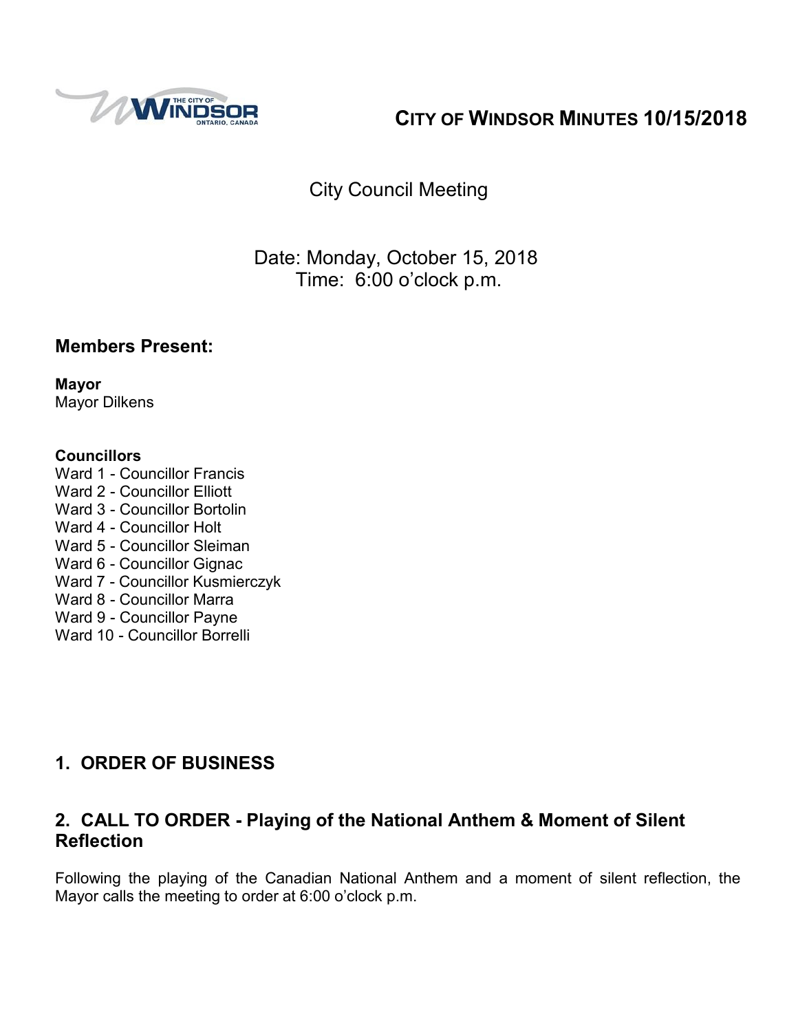# CITY OF WINDSOR MINUTES 10/15/2018

City Council Meeting

Date: Monday, October 15, 2018
Time: 6:00 o'clock p.m.

## Members Present:

**Mayor**
Mayor Dilkens

**Councillors**
Ward 1 - Councillor Francis
Ward 2 - Councillor Elliott
Ward 3 - Councillor Bortolin
Ward 4 - Councillor Holt
Ward 5 - Councillor Sleiman
Ward 6 - Councillor Gignac
Ward 7 - Councillor Kusmierczyk
Ward 8 - Councillor Marra
Ward 9 - Councillor Payne
Ward 10 - Councillor Borrelli

## 1. ORDER OF BUSINESS

## 2. CALL TO ORDER - Playing of the National Anthem & Moment of Silent Reflection

Following the playing of the Canadian National Anthem and a moment of silent reflection, the Mayor calls the meeting to order at 6:00 o'clock p.m.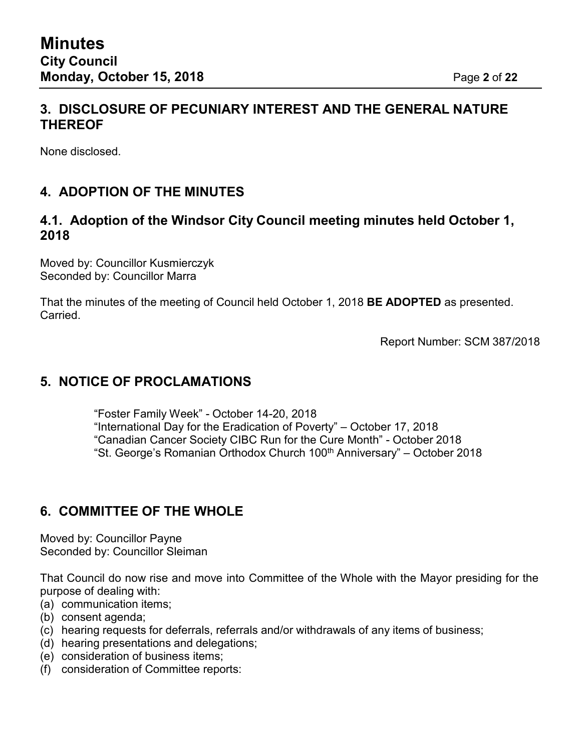## 3. DISCLOSURE OF PECUNIARY INTEREST AND THE GENERAL NATURE THEREOF

None disclosed.

## 4. ADOPTION OF THE MINUTES

### 4.1. Adoption of the Windsor City Council meeting minutes held October 1, 2018

Moved by: Councillor Kusmierczyk
Seconded by: Councillor Marra

That the minutes of the meeting of Council held October 1, 2018 **BE ADOPTED** as presented.
Carried.

Report Number: SCM 387/2018

## 5. NOTICE OF PROCLAMATIONS

"Foster Family Week" - October 14-20, 2018
"International Day for the Eradication of Poverty" – October 17, 2018
"Canadian Cancer Society CIBC Run for the Cure Month" - October 2018
"St. George's Romanian Orthodox Church 100th Anniversary" – October 2018

## 6. COMMITTEE OF THE WHOLE

Moved by: Councillor Payne
Seconded by: Councillor Sleiman

That Council do now rise and move into Committee of the Whole with the Mayor presiding for the purpose of dealing with:

(a) communication items;
(b) consent agenda;
(c) hearing requests for deferrals, referrals and/or withdrawals of any items of business;
(d) hearing presentations and delegations;
(e) consideration of business items;
(f) consideration of Committee reports: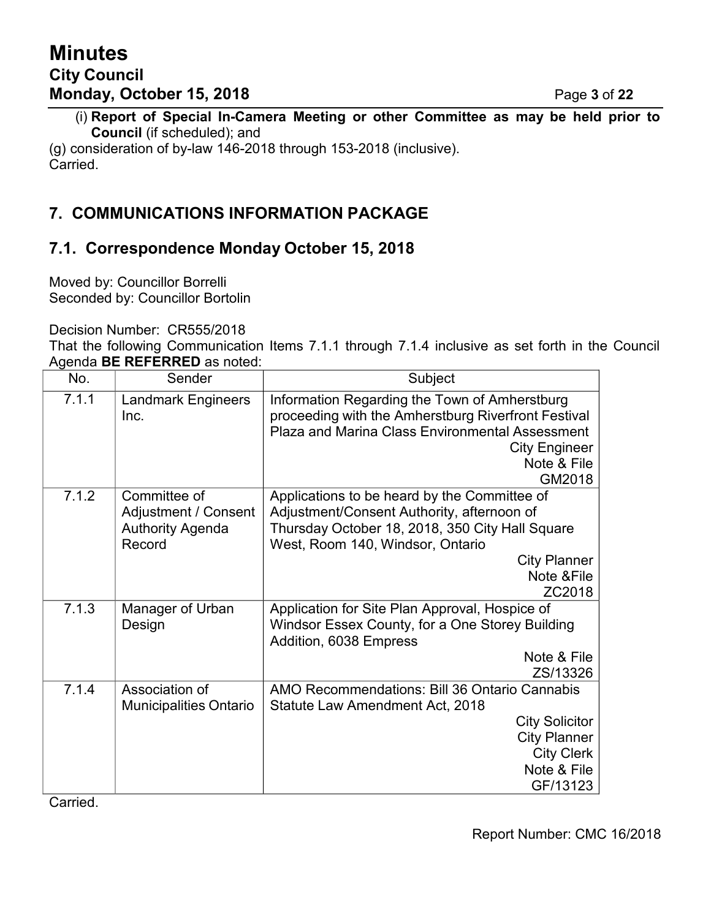(i) **Report of Special In-Camera Meeting or other Committee as may be held prior to Council** (if scheduled); and

(g) consideration of by-law 146-2018 through 153-2018 (inclusive).
Carried.

## 7. COMMUNICATIONS INFORMATION PACKAGE

### 7.1. Correspondence Monday October 15, 2018

Moved by: Councillor Borrelli
Seconded by: Councillor Bortolin

Decision Number: CR555/2018
That the following Communication Items 7.1.1 through 7.1.4 inclusive as set forth in the Council Agenda **BE REFERRED** as noted:

| No. | Sender | Subject |
|---|---|---|
| 7.1.1 | Landmark Engineers Inc. | Information Regarding the Town of Amherstburg proceeding with the Amherstburg Riverfront Festival Plaza and Marina Class Environmental Assessment<br>City Engineer<br>Note & File<br>GM2018 |
| 7.1.2 | Committee of Adjustment / Consent Authority Agenda Record | Applications to be heard by the Committee of Adjustment/Consent Authority, afternoon of Thursday October 18, 2018, 350 City Hall Square West, Room 140, Windsor, Ontario<br>City Planner<br>Note &File<br>ZC2018 |
| 7.1.3 | Manager of Urban Design | Application for Site Plan Approval, Hospice of Windsor Essex County, for a One Storey Building Addition, 6038 Empress<br>Note & File<br>ZS/13326 |
| 7.1.4 | Association of Municipalities Ontario | AMO Recommendations: Bill 36 Ontario Cannabis Statute Law Amendment Act, 2018<br>City Solicitor<br>City Planner<br>City Clerk<br>Note & File<br>GF/13123 |

Carried.

Report Number: CMC 16/2018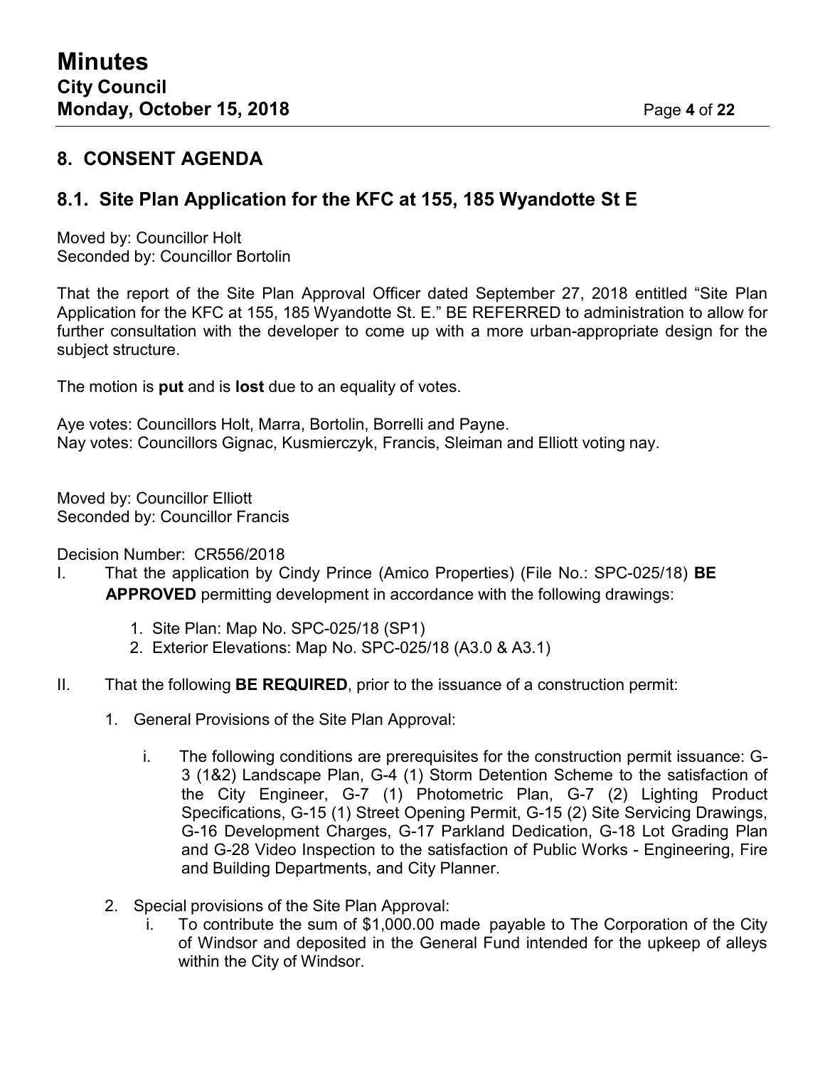## 8. CONSENT AGENDA

### 8.1. Site Plan Application for the KFC at 155, 185 Wyandotte St E

Moved by: Councillor Holt
Seconded by: Councillor Bortolin

That the report of the Site Plan Approval Officer dated September 27, 2018 entitled "Site Plan Application for the KFC at 155, 185 Wyandotte St. E." BE REFERRED to administration to allow for further consultation with the developer to come up with a more urban-appropriate design for the subject structure.

The motion is **put** and is **lost** due to an equality of votes.

Aye votes: Councillors Holt, Marra, Bortolin, Borrelli and Payne.
Nay votes: Councillors Gignac, Kusmierczyk, Francis, Sleiman and Elliott voting nay.

Moved by: Councillor Elliott
Seconded by: Councillor Francis

Decision Number: CR556/2018

I. That the application by Cindy Prince (Amico Properties) (File No.: SPC-025/18) **BE APPROVED** permitting development in accordance with the following drawings:

   1. Site Plan: Map No. SPC-025/18 (SP1)
   2. Exterior Elevations: Map No. SPC-025/18 (A3.0 & A3.1)

II. That the following **BE REQUIRED**, prior to the issuance of a construction permit:

   1. General Provisions of the Site Plan Approval:

      i. The following conditions are prerequisites for the construction permit issuance: G-3 (1&2) Landscape Plan, G-4 (1) Storm Detention Scheme to the satisfaction of the City Engineer, G-7 (1) Photometric Plan, G-7 (2) Lighting Product Specifications, G-15 (1) Street Opening Permit, G-15 (2) Site Servicing Drawings, G-16 Development Charges, G-17 Parkland Dedication, G-18 Lot Grading Plan and G-28 Video Inspection to the satisfaction of Public Works - Engineering, Fire and Building Departments, and City Planner.

   2. Special provisions of the Site Plan Approval:

      i. To contribute the sum of $1,000.00 made payable to The Corporation of the City of Windsor and deposited in the General Fund intended for the upkeep of alleys within the City of Windsor.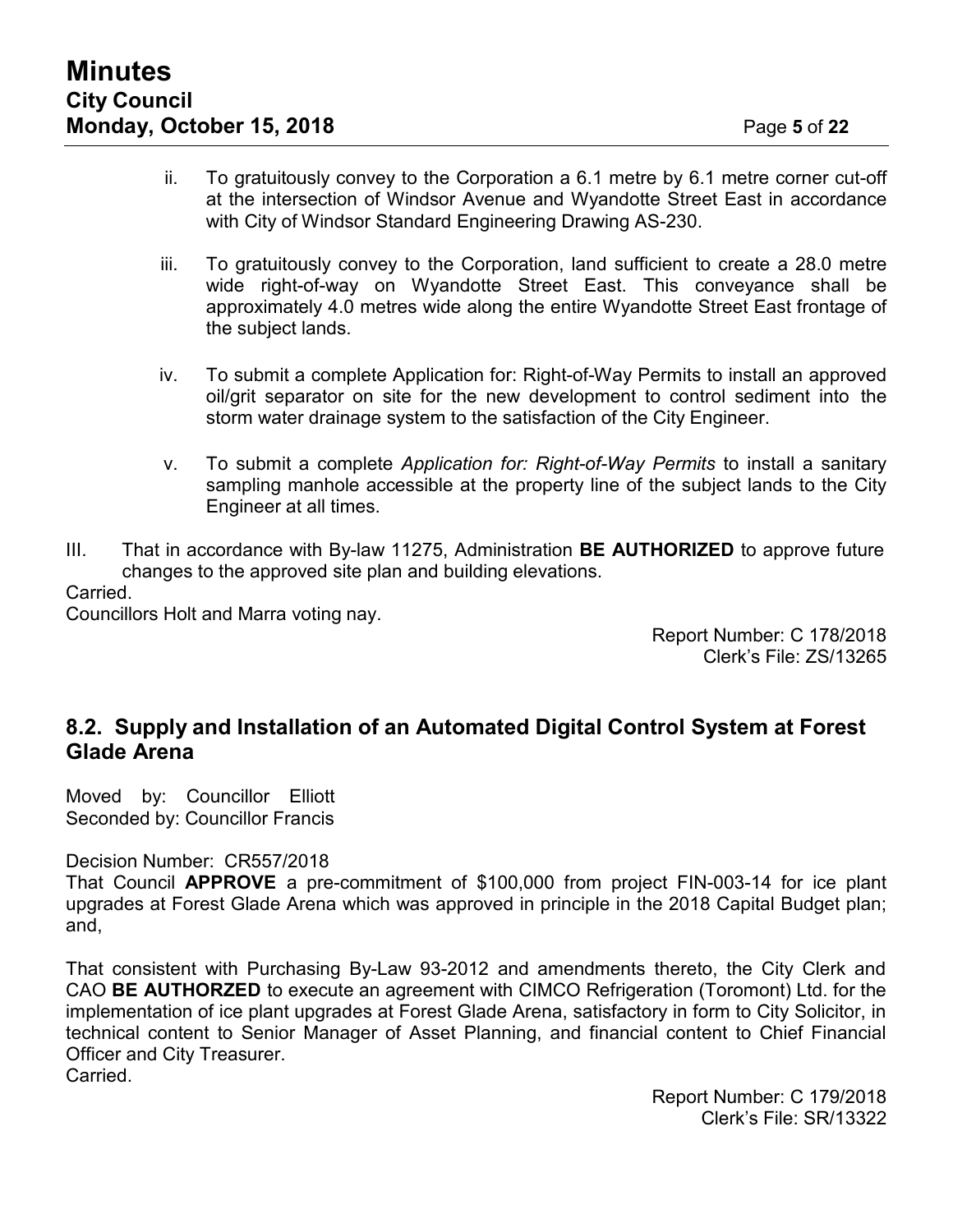ii. To gratuitously convey to the Corporation a 6.1 metre by 6.1 metre corner cut-off at the intersection of Windsor Avenue and Wyandotte Street East in accordance with City of Windsor Standard Engineering Drawing AS-230.

iii. To gratuitously convey to the Corporation, land sufficient to create a 28.0 metre wide right-of-way on Wyandotte Street East. This conveyance shall be approximately 4.0 metres wide along the entire Wyandotte Street East frontage of the subject lands.

iv. To submit a complete Application for: Right-of-Way Permits to install an approved oil/grit separator on site for the new development to control sediment into the storm water drainage system to the satisfaction of the City Engineer.

v. To submit a complete *Application for: Right-of-Way Permits* to install a sanitary sampling manhole accessible at the property line of the subject lands to the City Engineer at all times.

III. That in accordance with By-law 11275, Administration **BE AUTHORIZED** to approve future changes to the approved site plan and building elevations.

Carried.

Councillors Holt and Marra voting nay.

Report Number: C 178/2018
Clerk's File: ZS/13265

## 8.2. Supply and Installation of an Automated Digital Control System at Forest Glade Arena

Moved by: Councillor Elliott
Seconded by: Councillor Francis

Decision Number: CR557/2018

That Council **APPROVE** a pre-commitment of $100,000 from project FIN-003-14 for ice plant upgrades at Forest Glade Arena which was approved in principle in the 2018 Capital Budget plan; and,

That consistent with Purchasing By-Law 93-2012 and amendments thereto, the City Clerk and CAO **BE AUTHORZED** to execute an agreement with CIMCO Refrigeration (Toromont) Ltd. for the implementation of ice plant upgrades at Forest Glade Arena, satisfactory in form to City Solicitor, in technical content to Senior Manager of Asset Planning, and financial content to Chief Financial Officer and City Treasurer.

Carried.

Report Number: C 179/2018
Clerk's File: SR/13322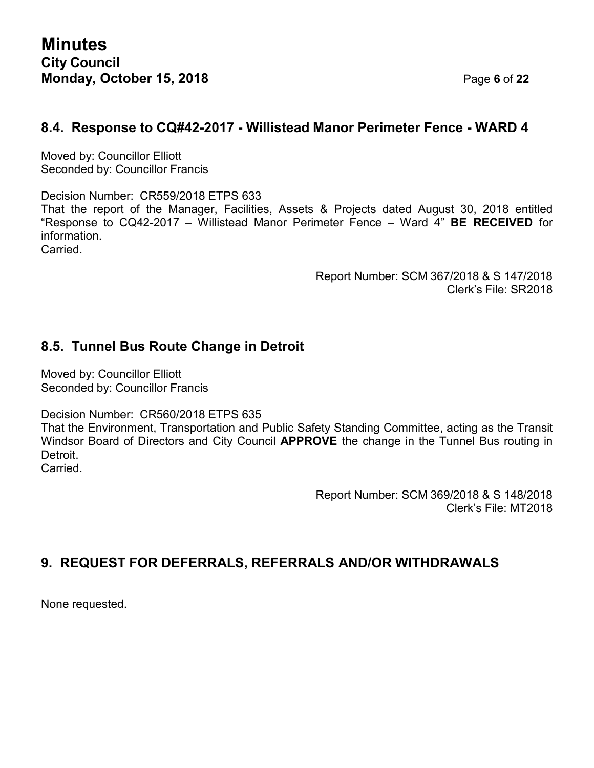## 8.4. Response to CQ#42-2017 - Willistead Manor Perimeter Fence - WARD 4

Moved by: Councillor Elliott
Seconded by: Councillor Francis

Decision Number: CR559/2018 ETPS 633
That the report of the Manager, Facilities, Assets & Projects dated August 30, 2018 entitled "Response to CQ42-2017 – Willistead Manor Perimeter Fence – Ward 4" **BE RECEIVED** for information.
Carried.

Report Number: SCM 367/2018 & S 147/2018
Clerk's File: SR2018

## 8.5. Tunnel Bus Route Change in Detroit

Moved by: Councillor Elliott
Seconded by: Councillor Francis

Decision Number: CR560/2018 ETPS 635
That the Environment, Transportation and Public Safety Standing Committee, acting as the Transit Windsor Board of Directors and City Council **APPROVE** the change in the Tunnel Bus routing in Detroit.
Carried.

Report Number: SCM 369/2018 & S 148/2018
Clerk's File: MT2018

# 9. REQUEST FOR DEFERRALS, REFERRALS AND/OR WITHDRAWALS

None requested.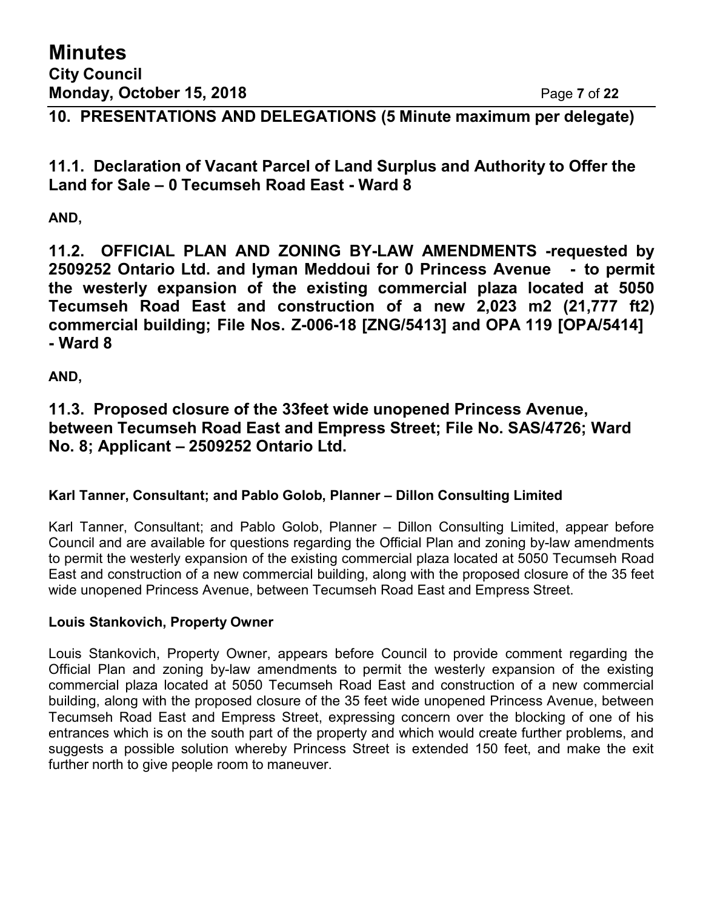## 10. PRESENTATIONS AND DELEGATIONS (5 Minute maximum per delegate)

### 11.1. Declaration of Vacant Parcel of Land Surplus and Authority to Offer the Land for Sale – 0 Tecumseh Road East - Ward 8

**AND,**

### 11.2. OFFICIAL PLAN AND ZONING BY-LAW AMENDMENTS -requested by 2509252 Ontario Ltd. and Iyman Meddoui for 0 Princess Avenue - to permit the westerly expansion of the existing commercial plaza located at 5050 Tecumseh Road East and construction of a new 2,023 m2 (21,777 ft2) commercial building; File Nos. Z-006-18 [ZNG/5413] and OPA 119 [OPA/5414] - Ward 8

**AND,**

### 11.3. Proposed closure of the 33feet wide unopened Princess Avenue, between Tecumseh Road East and Empress Street; File No. SAS/4726; Ward No. 8; Applicant – 2509252 Ontario Ltd.

**Karl Tanner, Consultant; and Pablo Golob, Planner – Dillon Consulting Limited**

Karl Tanner, Consultant; and Pablo Golob, Planner – Dillon Consulting Limited, appear before Council and are available for questions regarding the Official Plan and zoning by-law amendments to permit the westerly expansion of the existing commercial plaza located at 5050 Tecumseh Road East and construction of a new commercial building, along with the proposed closure of the 35 feet wide unopened Princess Avenue, between Tecumseh Road East and Empress Street.

**Louis Stankovich, Property Owner**

Louis Stankovich, Property Owner, appears before Council to provide comment regarding the Official Plan and zoning by-law amendments to permit the westerly expansion of the existing commercial plaza located at 5050 Tecumseh Road East and construction of a new commercial building, along with the proposed closure of the 35 feet wide unopened Princess Avenue, between Tecumseh Road East and Empress Street, expressing concern over the blocking of one of his entrances which is on the south part of the property and which would create further problems, and suggests a possible solution whereby Princess Street is extended 150 feet, and make the exit further north to give people room to maneuver.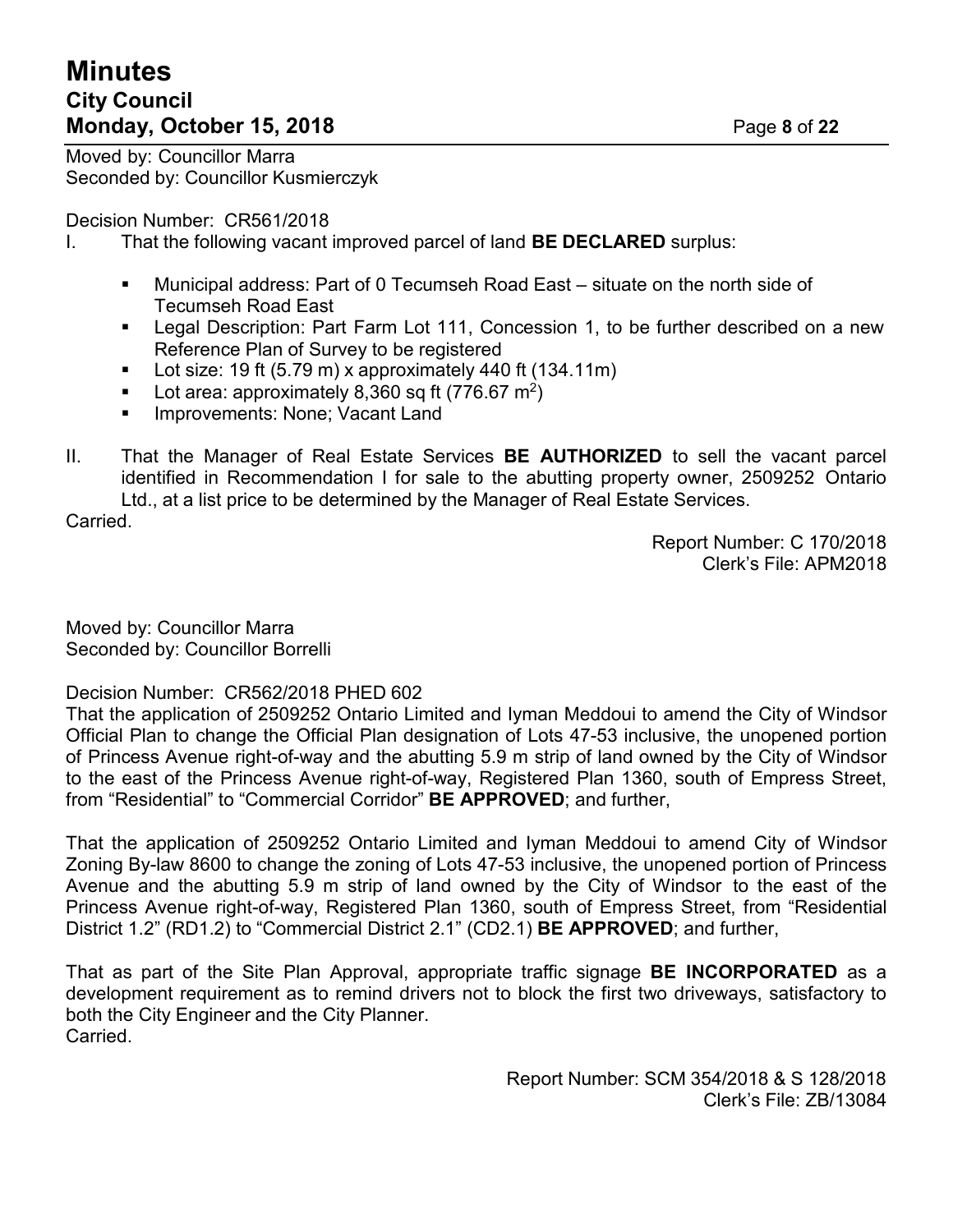Moved by: Councillor Marra
Seconded by: Councillor Kusmierczyk

Decision Number: CR561/2018

I. That the following vacant improved parcel of land **BE DECLARED** surplus:

- Municipal address: Part of 0 Tecumseh Road East – situate on the north side of Tecumseh Road East
- Legal Description: Part Farm Lot 111, Concession 1, to be further described on a new Reference Plan of Survey to be registered
- Lot size: 19 ft (5.79 m) x approximately 440 ft (134.11m)
- Lot area: approximately 8,360 sq ft (776.67 $m^2$)
- Improvements: None; Vacant Land

II. That the Manager of Real Estate Services **BE AUTHORIZED** to sell the vacant parcel identified in Recommendation I for sale to the abutting property owner, 2509252 Ontario Ltd., at a list price to be determined by the Manager of Real Estate Services.

Carried.

Report Number: C 170/2018
Clerk's File: APM2018

Moved by: Councillor Marra
Seconded by: Councillor Borrelli

Decision Number: CR562/2018 PHED 602

That the application of 2509252 Ontario Limited and Iyman Meddoui to amend the City of Windsor Official Plan to change the Official Plan designation of Lots 47-53 inclusive, the unopened portion of Princess Avenue right-of-way and the abutting 5.9 m strip of land owned by the City of Windsor to the east of the Princess Avenue right-of-way, Registered Plan 1360, south of Empress Street, from "Residential" to "Commercial Corridor" **BE APPROVED**; and further,

That the application of 2509252 Ontario Limited and Iyman Meddoui to amend City of Windsor Zoning By-law 8600 to change the zoning of Lots 47-53 inclusive, the unopened portion of Princess Avenue and the abutting 5.9 m strip of land owned by the City of Windsor to the east of the Princess Avenue right-of-way, Registered Plan 1360, south of Empress Street, from "Residential District 1.2" (RD1.2) to "Commercial District 2.1" (CD2.1) **BE APPROVED**; and further,

That as part of the Site Plan Approval, appropriate traffic signage **BE INCORPORATED** as a development requirement as to remind drivers not to block the first two driveways, satisfactory to both the City Engineer and the City Planner.

Carried.

Report Number: SCM 354/2018 & S 128/2018
Clerk's File: ZB/13084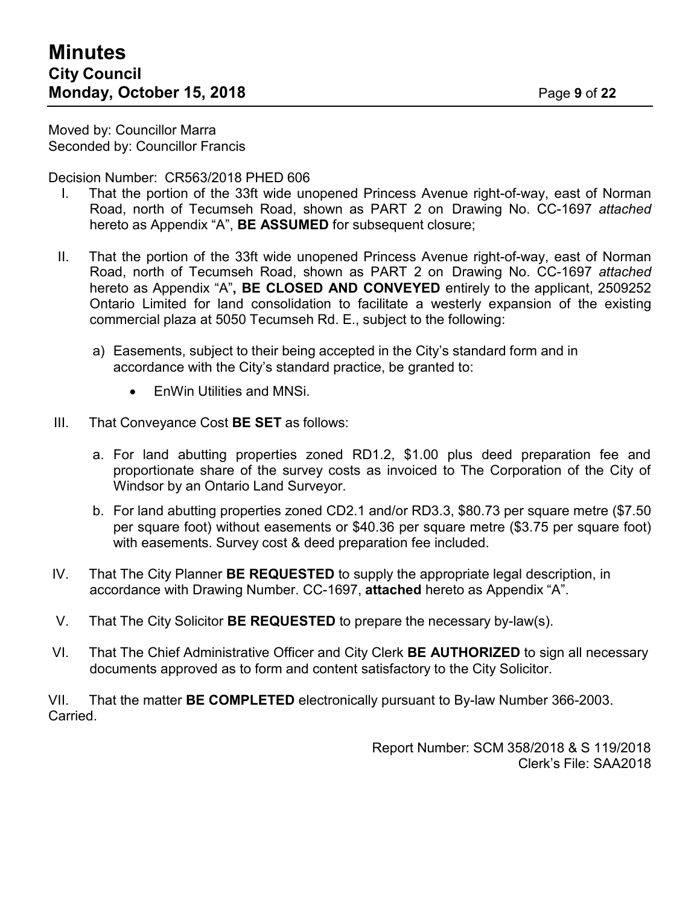Moved by: Councillor Marra
Seconded by: Councillor Francis

Decision Number: CR563/2018 PHED 606

I. That the portion of the 33ft wide unopened Princess Avenue right-of-way, east of Norman Road, north of Tecumseh Road, shown as PART 2 on Drawing No. CC-1697 *attached* hereto as Appendix "A", **BE ASSUMED** for subsequent closure;

II. That the portion of the 33ft wide unopened Princess Avenue right-of-way, east of Norman Road, north of Tecumseh Road, shown as PART 2 on Drawing No. CC-1697 *attached* hereto as Appendix "A"**, BE CLOSED AND CONVEYED** entirely to the applicant, 2509252 Ontario Limited for land consolidation to facilitate a westerly expansion of the existing commercial plaza at 5050 Tecumseh Rd. E., subject to the following:

   a) Easements, subject to their being accepted in the City's standard form and in accordance with the City's standard practice, be granted to:

      - EnWin Utilities and MNSi.

III. That Conveyance Cost **BE SET** as follows:

   a. For land abutting properties zoned RD1.2, $1.00 plus deed preparation fee and proportionate share of the survey costs as invoiced to The Corporation of the City of Windsor by an Ontario Land Surveyor.

   b. For land abutting properties zoned CD2.1 and/or RD3.3, $80.73 per square metre ($7.50 per square foot) without easements or $40.36 per square metre ($3.75 per square foot) with easements. Survey cost & deed preparation fee included.

IV. That The City Planner **BE REQUESTED** to supply the appropriate legal description, in accordance with Drawing Number. CC-1697, **attached** hereto as Appendix "A".

V. That The City Solicitor **BE REQUESTED** to prepare the necessary by-law(s).

VI. That The Chief Administrative Officer and City Clerk **BE AUTHORIZED** to sign all necessary documents approved as to form and content satisfactory to the City Solicitor.

VII. That the matter **BE COMPLETED** electronically pursuant to By-law Number 366-2003.

Carried.

Report Number: SCM 358/2018 & S 119/2018
Clerk's File: SAA2018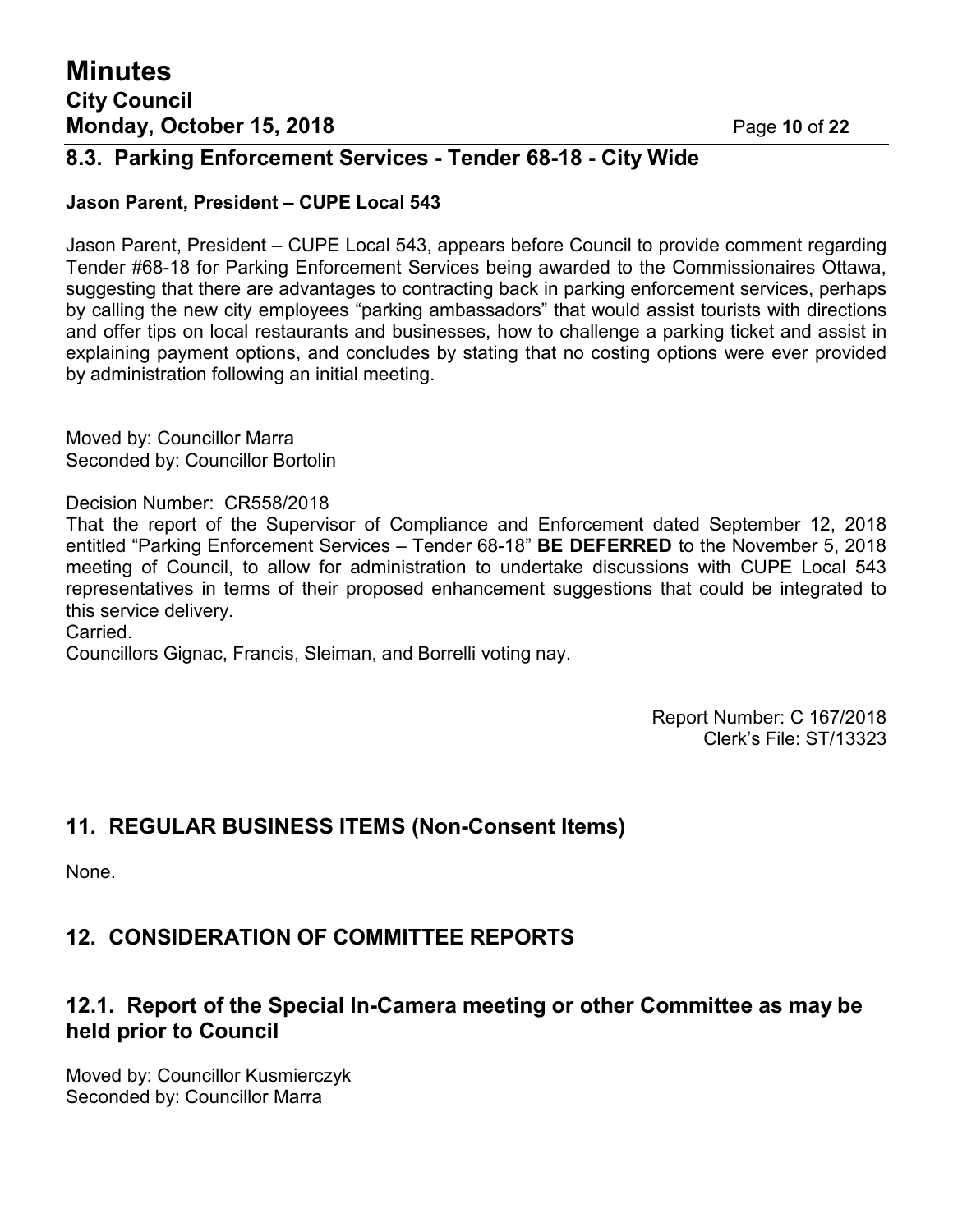## 8.3. Parking Enforcement Services - Tender 68-18 - City Wide

**Jason Parent, President – CUPE Local 543**

Jason Parent, President – CUPE Local 543, appears before Council to provide comment regarding Tender #68-18 for Parking Enforcement Services being awarded to the Commissionaires Ottawa, suggesting that there are advantages to contracting back in parking enforcement services, perhaps by calling the new city employees "parking ambassadors" that would assist tourists with directions and offer tips on local restaurants and businesses, how to challenge a parking ticket and assist in explaining payment options, and concludes by stating that no costing options were ever provided by administration following an initial meeting.

Moved by: Councillor Marra
Seconded by: Councillor Bortolin

Decision Number: CR558/2018
That the report of the Supervisor of Compliance and Enforcement dated September 12, 2018 entitled "Parking Enforcement Services – Tender 68-18" **BE DEFERRED** to the November 5, 2018 meeting of Council, to allow for administration to undertake discussions with CUPE Local 543 representatives in terms of their proposed enhancement suggestions that could be integrated to this service delivery.
Carried.
Councillors Gignac, Francis, Sleiman, and Borrelli voting nay.

Report Number: C 167/2018
Clerk's File: ST/13323

## 11. REGULAR BUSINESS ITEMS (Non-Consent Items)

None.

## 12. CONSIDERATION OF COMMITTEE REPORTS

## 12.1. Report of the Special In-Camera meeting or other Committee as may be held prior to Council

Moved by: Councillor Kusmierczyk
Seconded by: Councillor Marra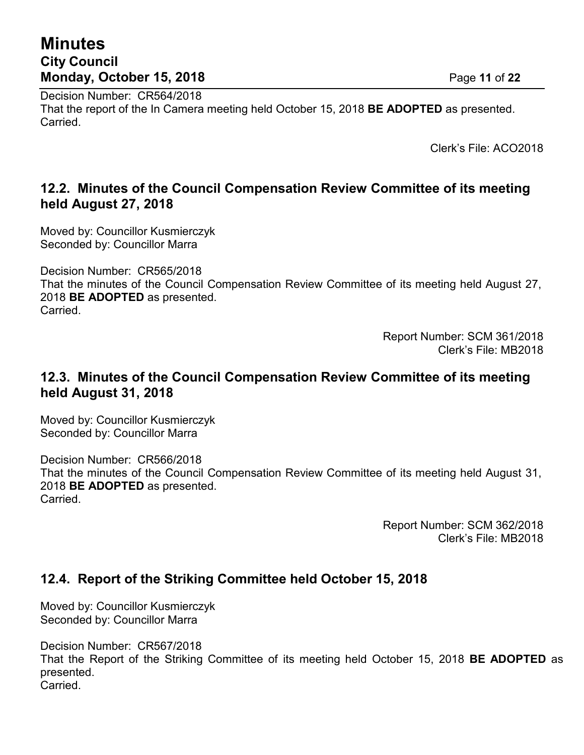Decision Number: CR564/2018
That the report of the In Camera meeting held October 15, 2018 **BE ADOPTED** as presented.
Carried.

Clerk's File: ACO2018

## 12.2. Minutes of the Council Compensation Review Committee of its meeting held August 27, 2018

Moved by: Councillor Kusmierczyk
Seconded by: Councillor Marra

Decision Number: CR565/2018
That the minutes of the Council Compensation Review Committee of its meeting held August 27, 2018 **BE ADOPTED** as presented.
Carried.

Report Number: SCM 361/2018
Clerk's File: MB2018

## 12.3. Minutes of the Council Compensation Review Committee of its meeting held August 31, 2018

Moved by: Councillor Kusmierczyk
Seconded by: Councillor Marra

Decision Number: CR566/2018
That the minutes of the Council Compensation Review Committee of its meeting held August 31, 2018 **BE ADOPTED** as presented.
Carried.

Report Number: SCM 362/2018
Clerk's File: MB2018

## 12.4. Report of the Striking Committee held October 15, 2018

Moved by: Councillor Kusmierczyk
Seconded by: Councillor Marra

Decision Number: CR567/2018
That the Report of the Striking Committee of its meeting held October 15, 2018 **BE ADOPTED** as presented.
Carried.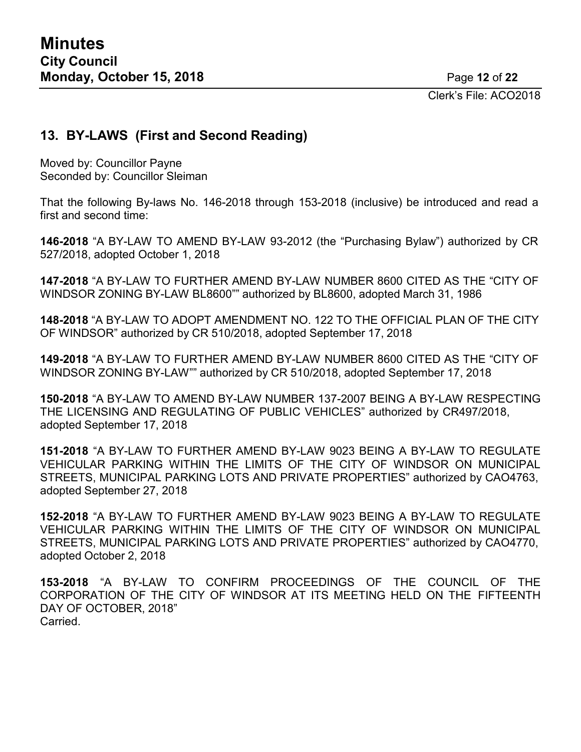Clerk's File: ACO2018

## 13. BY-LAWS (First and Second Reading)

Moved by: Councillor Payne
Seconded by: Councillor Sleiman

That the following By-laws No. 146-2018 through 153-2018 (inclusive) be introduced and read a first and second time:

**146-2018** "A BY-LAW TO AMEND BY-LAW 93-2012 (the "Purchasing Bylaw") authorized by CR 527/2018, adopted October 1, 2018

**147-2018** "A BY-LAW TO FURTHER AMEND BY-LAW NUMBER 8600 CITED AS THE "CITY OF WINDSOR ZONING BY-LAW BL8600"" authorized by BL8600, adopted March 31, 1986

**148-2018** "A BY-LAW TO ADOPT AMENDMENT NO. 122 TO THE OFFICIAL PLAN OF THE CITY OF WINDSOR" authorized by CR 510/2018, adopted September 17, 2018

**149-2018** "A BY-LAW TO FURTHER AMEND BY-LAW NUMBER 8600 CITED AS THE "CITY OF WINDSOR ZONING BY-LAW"" authorized by CR 510/2018, adopted September 17, 2018

**150-2018** "A BY-LAW TO AMEND BY-LAW NUMBER 137-2007 BEING A BY-LAW RESPECTING THE LICENSING AND REGULATING OF PUBLIC VEHICLES" authorized by CR497/2018, adopted September 17, 2018

**151-2018** "A BY-LAW TO FURTHER AMEND BY-LAW 9023 BEING A BY-LAW TO REGULATE VEHICULAR PARKING WITHIN THE LIMITS OF THE CITY OF WINDSOR ON MUNICIPAL STREETS, MUNICIPAL PARKING LOTS AND PRIVATE PROPERTIES" authorized by CAO4763, adopted September 27, 2018

**152-2018** "A BY-LAW TO FURTHER AMEND BY-LAW 9023 BEING A BY-LAW TO REGULATE VEHICULAR PARKING WITHIN THE LIMITS OF THE CITY OF WINDSOR ON MUNICIPAL STREETS, MUNICIPAL PARKING LOTS AND PRIVATE PROPERTIES" authorized by CAO4770, adopted October 2, 2018

**153-2018** "A BY-LAW TO CONFIRM PROCEEDINGS OF THE COUNCIL OF THE CORPORATION OF THE CITY OF WINDSOR AT ITS MEETING HELD ON THE FIFTEENTH DAY OF OCTOBER, 2018"
Carried.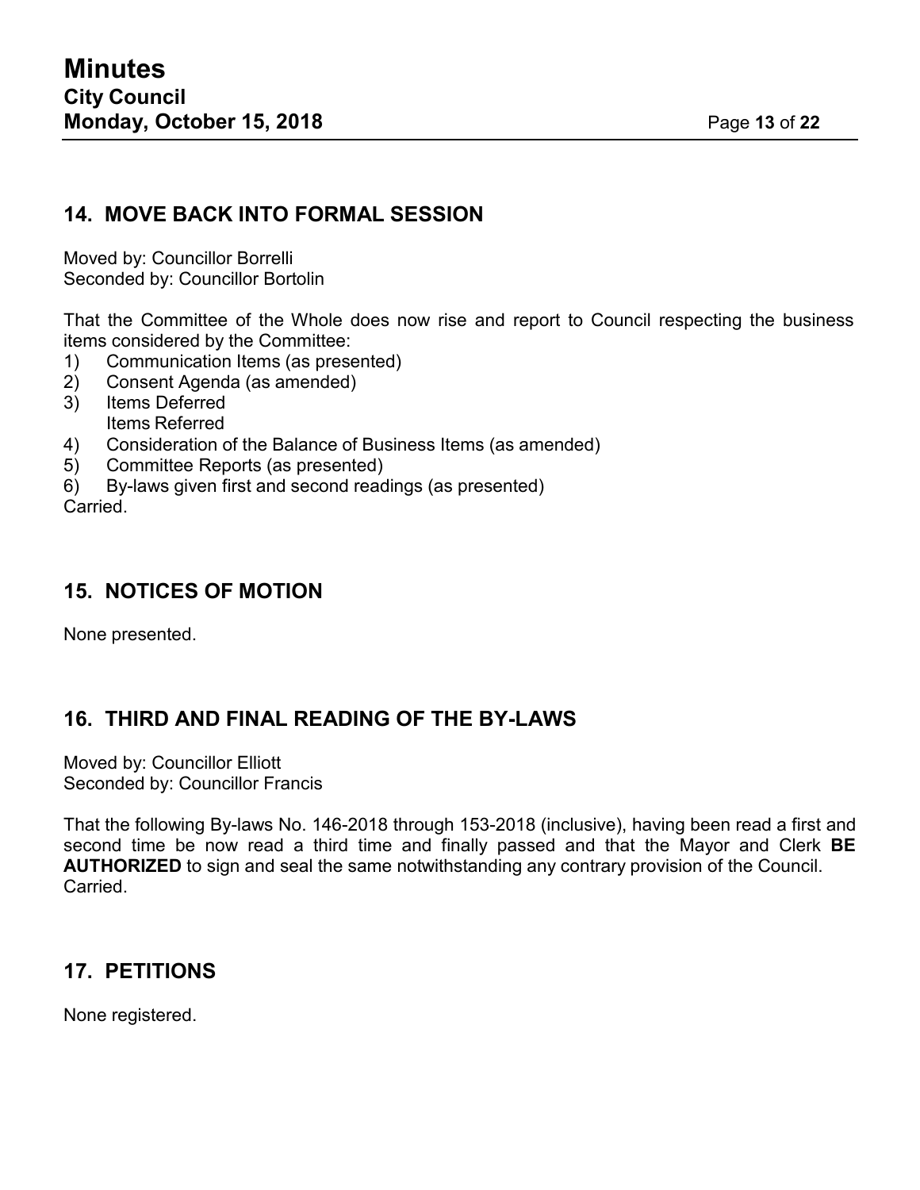## 14. MOVE BACK INTO FORMAL SESSION

Moved by: Councillor Borrelli
Seconded by: Councillor Bortolin

That the Committee of the Whole does now rise and report to Council respecting the business items considered by the Committee:

1) Communication Items (as presented)
2) Consent Agenda (as amended)
3) Items Deferred
   Items Referred
4) Consideration of the Balance of Business Items (as amended)
5) Committee Reports (as presented)
6) By-laws given first and second readings (as presented)

Carried.

## 15. NOTICES OF MOTION

None presented.

## 16. THIRD AND FINAL READING OF THE BY-LAWS

Moved by: Councillor Elliott
Seconded by: Councillor Francis

That the following By-laws No. 146-2018 through 153-2018 (inclusive), having been read a first and second time be now read a third time and finally passed and that the Mayor and Clerk **BE AUTHORIZED** to sign and seal the same notwithstanding any contrary provision of the Council.
Carried.

## 17. PETITIONS

None registered.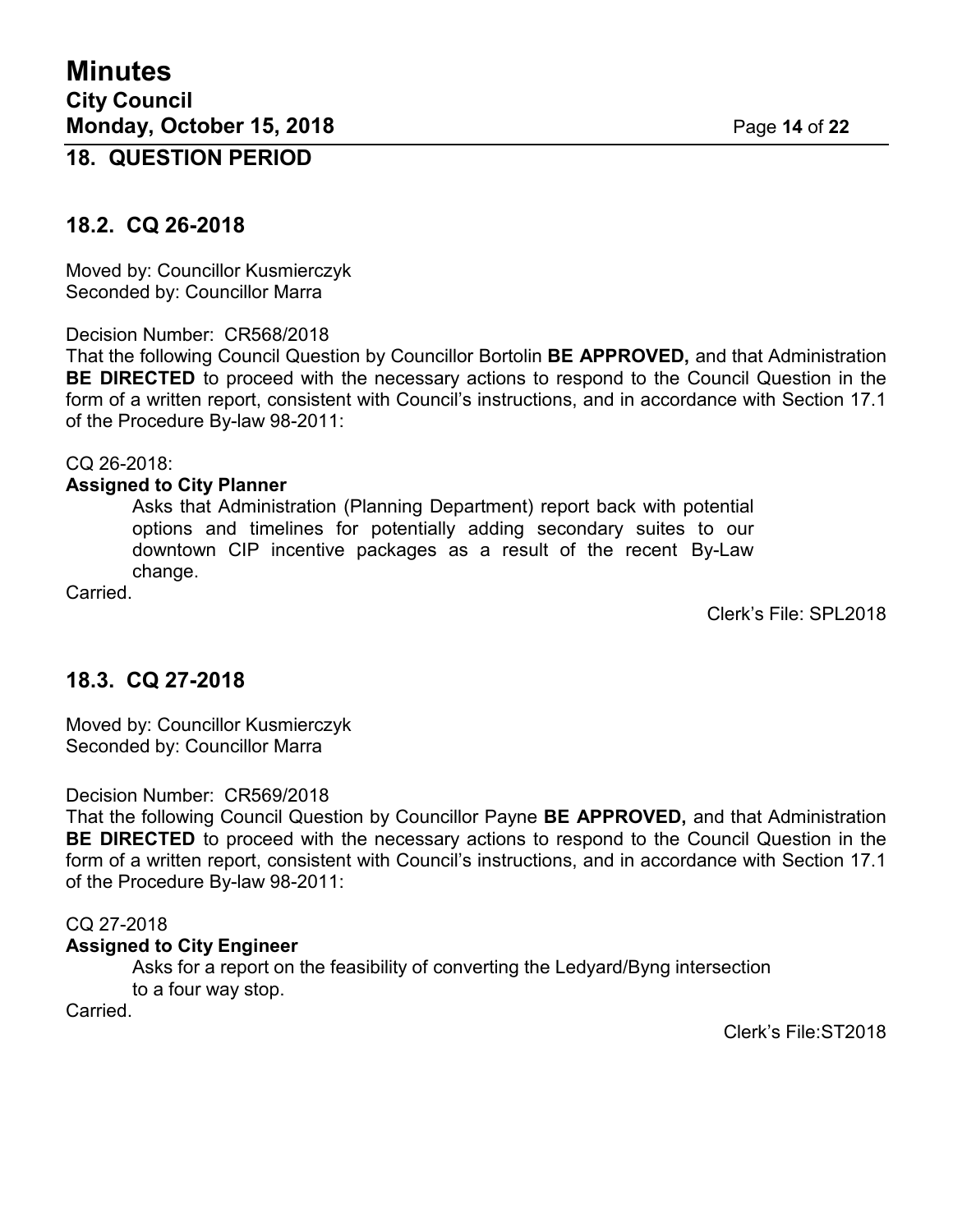## 18. QUESTION PERIOD

### 18.2. CQ 26-2018

Moved by: Councillor Kusmierczyk
Seconded by: Councillor Marra

Decision Number: CR568/2018
That the following Council Question by Councillor Bortolin **BE APPROVED,** and that Administration **BE DIRECTED** to proceed with the necessary actions to respond to the Council Question in the form of a written report, consistent with Council's instructions, and in accordance with Section 17.1 of the Procedure By-law 98-2011:

CQ 26-2018:
**Assigned to City Planner**

> Asks that Administration (Planning Department) report back with potential options and timelines for potentially adding secondary suites to our downtown CIP incentive packages as a result of the recent By-Law change.

Carried.

Clerk's File: SPL2018

### 18.3. CQ 27-2018

Moved by: Councillor Kusmierczyk
Seconded by: Councillor Marra

Decision Number: CR569/2018
That the following Council Question by Councillor Payne **BE APPROVED,** and that Administration **BE DIRECTED** to proceed with the necessary actions to respond to the Council Question in the form of a written report, consistent with Council's instructions, and in accordance with Section 17.1 of the Procedure By-law 98-2011:

CQ 27-2018
**Assigned to City Engineer**

> Asks for a report on the feasibility of converting the Ledyard/Byng intersection to a four way stop.

Carried.

Clerk's File:ST2018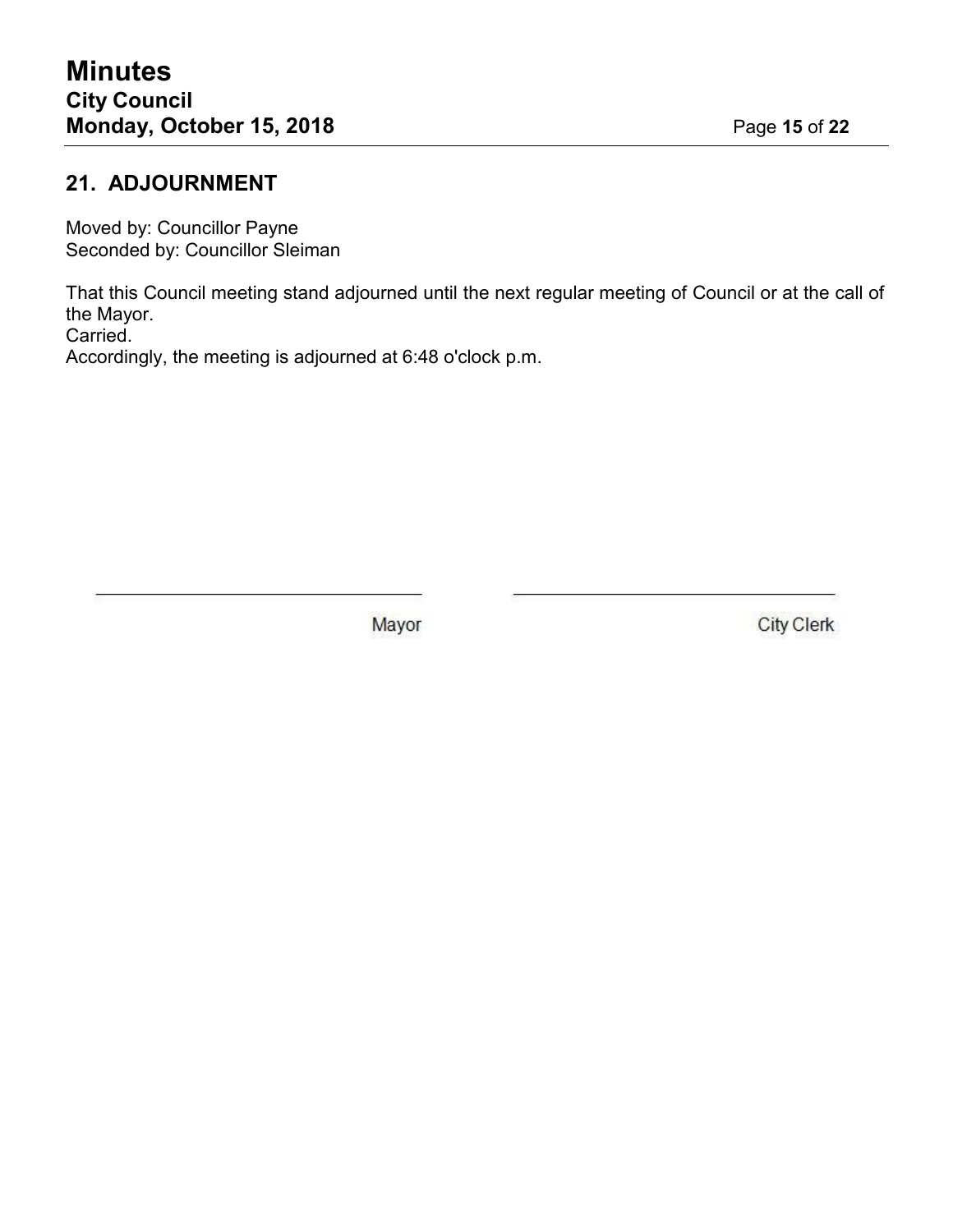## 21. ADJOURNMENT

Moved by: Councillor Payne
Seconded by: Councillor Sleiman

That this Council meeting stand adjourned until the next regular meeting of Council or at the call of the Mayor.
Carried.
Accordingly, the meeting is adjourned at 6:48 o'clock p.m.

| \_\_\_\_\_\_\_\_\_\_\_\_\_\_\_\_\_\_\_\_\_\_\_\_\_\_\_\_ | \_\_\_\_\_\_\_\_\_\_\_\_\_\_\_\_\_\_\_\_\_\_\_\_\_\_\_\_ |
|---|---|
| Mayor | City Clerk |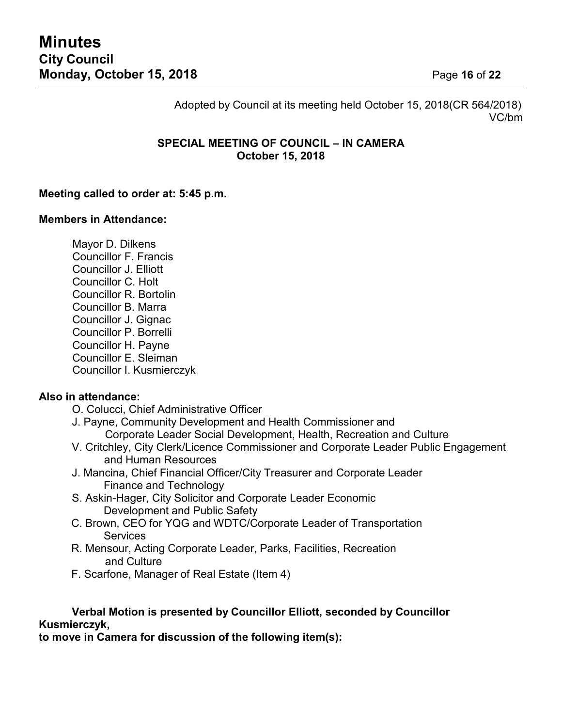Adopted by Council at its meeting held October 15, 2018(CR 564/2018)
VC/bm

## SPECIAL MEETING OF COUNCIL – IN CAMERA
**October 15, 2018**

**Meeting called to order at: 5:45 p.m.**

**Members in Attendance:**

Mayor D. Dilkens
Councillor F. Francis
Councillor J. Elliott
Councillor C. Holt
Councillor R. Bortolin
Councillor B. Marra
Councillor J. Gignac
Councillor P. Borrelli
Councillor H. Payne
Councillor E. Sleiman
Councillor I. Kusmierczyk

**Also in attendance:**

O. Colucci, Chief Administrative Officer
J. Payne, Community Development and Health Commissioner and Corporate Leader Social Development, Health, Recreation and Culture
V. Critchley, City Clerk/Licence Commissioner and Corporate Leader Public Engagement and Human Resources
J. Mancina, Chief Financial Officer/City Treasurer and Corporate Leader Finance and Technology
S. Askin-Hager, City Solicitor and Corporate Leader Economic Development and Public Safety
C. Brown, CEO for YQG and WDTC/Corporate Leader of Transportation Services
R. Mensour, Acting Corporate Leader, Parks, Facilities, Recreation and Culture
F. Scarfone, Manager of Real Estate (Item 4)

**Verbal Motion is presented by Councillor Elliott, seconded by Councillor Kusmierczyk,**
**to move in Camera for discussion of the following item(s):**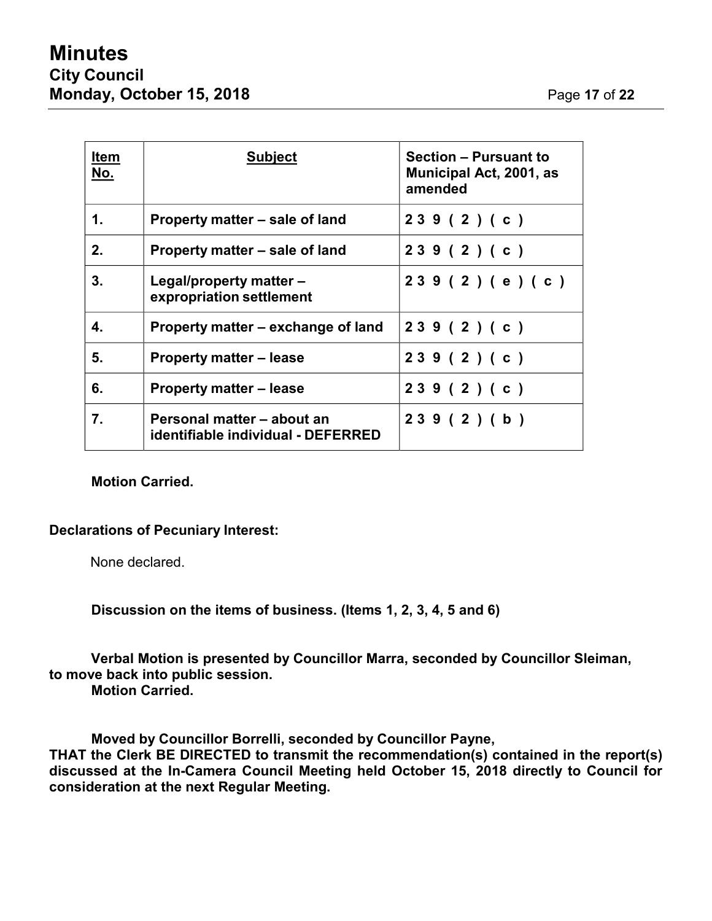| Item No. | Subject | Section – Pursuant to Municipal Act, 2001, as amended |
|---|---|---|
| 1. | Property matter – sale of land | 239(2)(c) |
| 2. | Property matter – sale of land | 239(2)(c) |
| 3. | Legal/property matter – expropriation settlement | 239(2)(e)(c) |
| 4. | Property matter – exchange of land | 239(2)(c) |
| 5. | Property matter – lease | 239(2)(c) |
| 6. | Property matter – lease | 239(2)(c) |
| 7. | Personal matter – about an identifiable individual - DEFERRED | 239(2)(b) |

**Motion Carried.**

**Declarations of Pecuniary Interest:**

None declared.

**Discussion on the items of business. (Items 1, 2, 3, 4, 5 and 6)**

**Verbal Motion is presented by Councillor Marra, seconded by Councillor Sleiman, to move back into public session.**
**Motion Carried.**

**Moved by Councillor Borrelli, seconded by Councillor Payne,**
**THAT the Clerk BE DIRECTED to transmit the recommendation(s) contained in the report(s) discussed at the In-Camera Council Meeting held October 15, 2018 directly to Council for consideration at the next Regular Meeting.**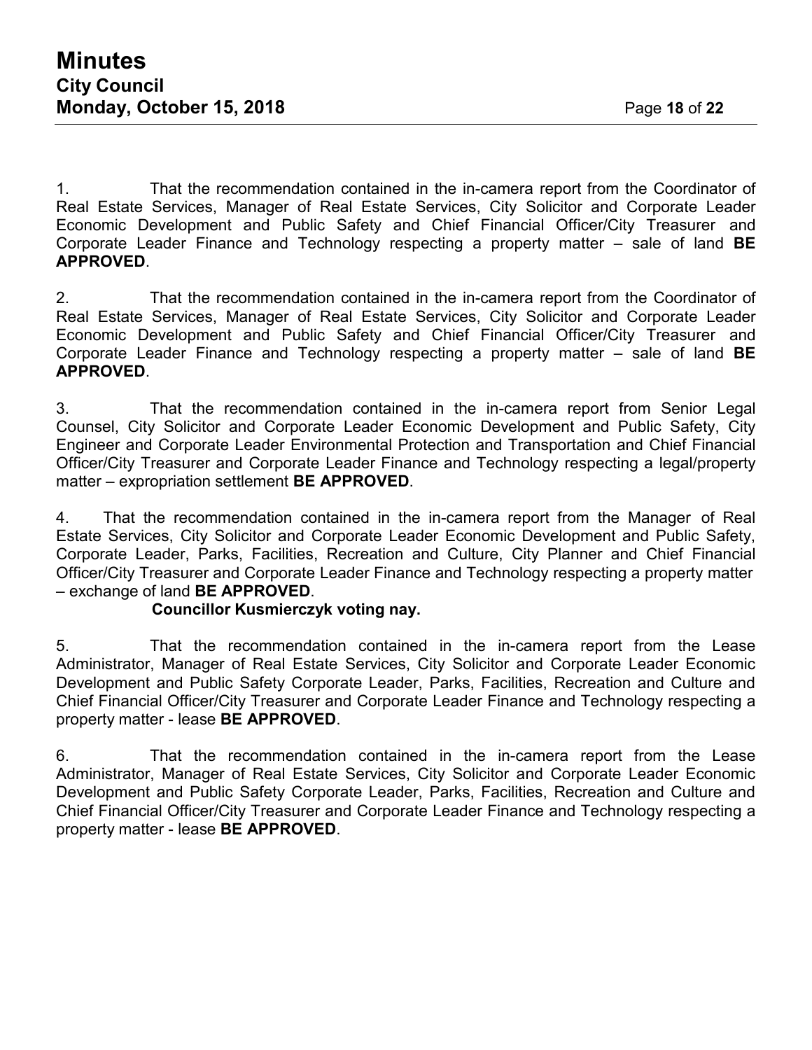1. That the recommendation contained in the in-camera report from the Coordinator of Real Estate Services, Manager of Real Estate Services, City Solicitor and Corporate Leader Economic Development and Public Safety and Chief Financial Officer/City Treasurer and Corporate Leader Finance and Technology respecting a property matter – sale of land **BE APPROVED**.

2. That the recommendation contained in the in-camera report from the Coordinator of Real Estate Services, Manager of Real Estate Services, City Solicitor and Corporate Leader Economic Development and Public Safety and Chief Financial Officer/City Treasurer and Corporate Leader Finance and Technology respecting a property matter – sale of land **BE APPROVED**.

3. That the recommendation contained in the in-camera report from Senior Legal Counsel, City Solicitor and Corporate Leader Economic Development and Public Safety, City Engineer and Corporate Leader Environmental Protection and Transportation and Chief Financial Officer/City Treasurer and Corporate Leader Finance and Technology respecting a legal/property matter – expropriation settlement **BE APPROVED**.

4. That the recommendation contained in the in-camera report from the Manager of Real Estate Services, City Solicitor and Corporate Leader Economic Development and Public Safety, Corporate Leader, Parks, Facilities, Recreation and Culture, City Planner and Chief Financial Officer/City Treasurer and Corporate Leader Finance and Technology respecting a property matter – exchange of land **BE APPROVED**.

**Councillor Kusmierczyk voting nay.**

5. That the recommendation contained in the in-camera report from the Lease Administrator, Manager of Real Estate Services, City Solicitor and Corporate Leader Economic Development and Public Safety Corporate Leader, Parks, Facilities, Recreation and Culture and Chief Financial Officer/City Treasurer and Corporate Leader Finance and Technology respecting a property matter - lease **BE APPROVED**.

6. That the recommendation contained in the in-camera report from the Lease Administrator, Manager of Real Estate Services, City Solicitor and Corporate Leader Economic Development and Public Safety Corporate Leader, Parks, Facilities, Recreation and Culture and Chief Financial Officer/City Treasurer and Corporate Leader Finance and Technology respecting a property matter - lease **BE APPROVED**.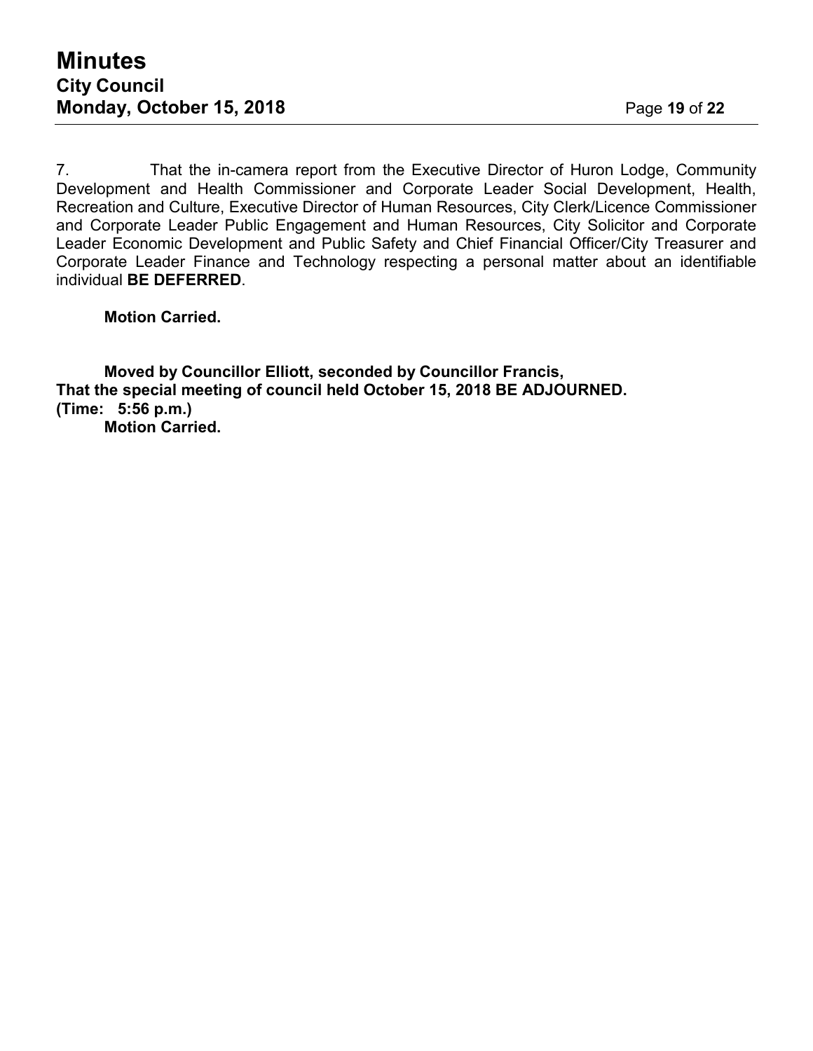7. That the in-camera report from the Executive Director of Huron Lodge, Community Development and Health Commissioner and Corporate Leader Social Development, Health, Recreation and Culture, Executive Director of Human Resources, City Clerk/Licence Commissioner and Corporate Leader Public Engagement and Human Resources, City Solicitor and Corporate Leader Economic Development and Public Safety and Chief Financial Officer/City Treasurer and Corporate Leader Finance and Technology respecting a personal matter about an identifiable individual **BE DEFERRED**.

**Motion Carried.**

**Moved by Councillor Elliott, seconded by Councillor Francis,**
**That the special meeting of council held October 15, 2018 BE ADJOURNED.**
**(Time: 5:56 p.m.)**
**Motion Carried.**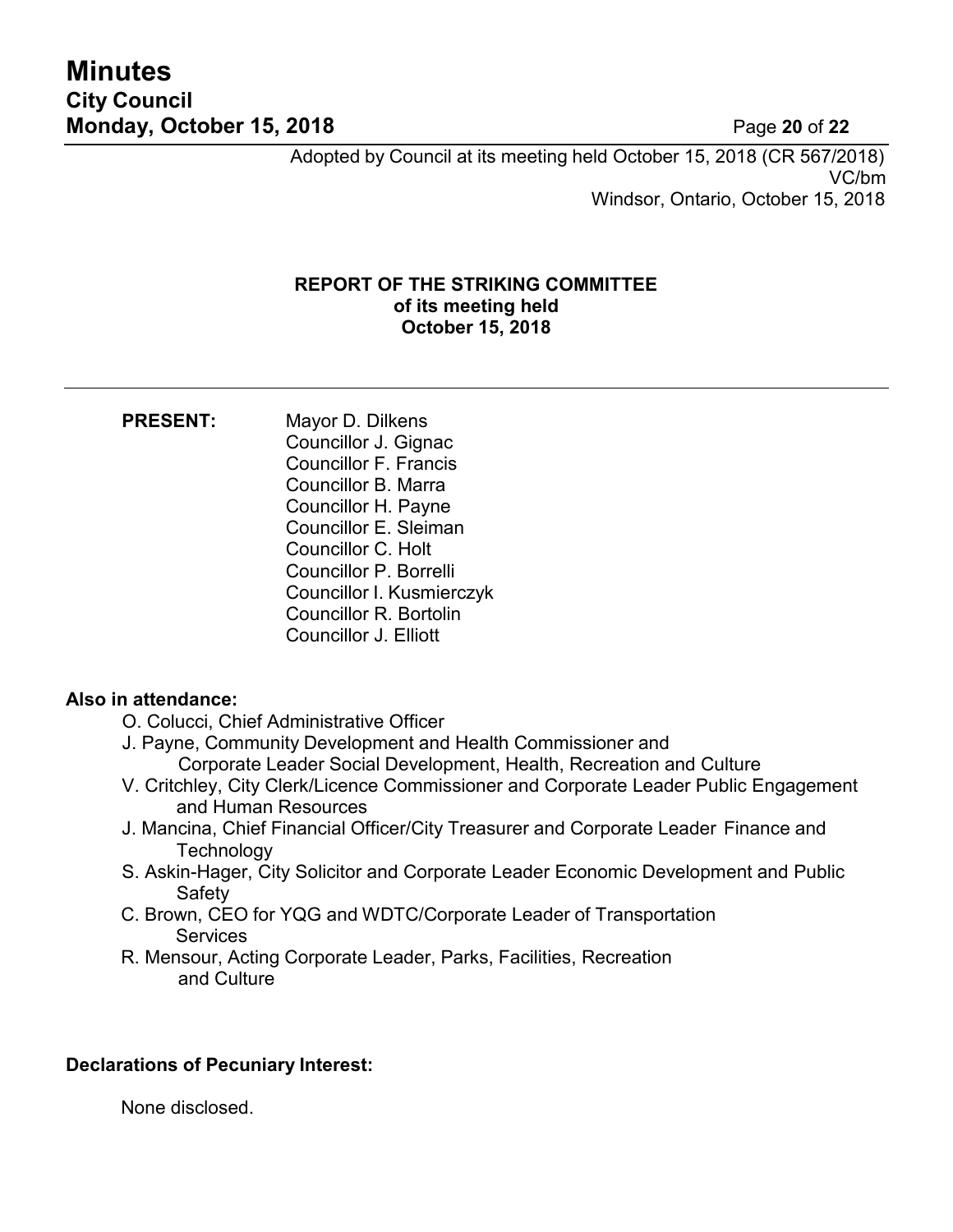Adopted by Council at its meeting held October 15, 2018 (CR 567/2018)
VC/bm
Windsor, Ontario, October 15, 2018

## REPORT OF THE STRIKING COMMITTEE
## of its meeting held
## October 15, 2018

---

**PRESENT:**

Mayor D. Dilkens
Councillor J. Gignac
Councillor F. Francis
Councillor B. Marra
Councillor H. Payne
Councillor E. Sleiman
Councillor C. Holt
Councillor P. Borrelli
Councillor I. Kusmierczyk
Councillor R. Bortolin
Councillor J. Elliott

**Also in attendance:**

- O. Colucci, Chief Administrative Officer
- J. Payne, Community Development and Health Commissioner and Corporate Leader Social Development, Health, Recreation and Culture
- V. Critchley, City Clerk/Licence Commissioner and Corporate Leader Public Engagement and Human Resources
- J. Mancina, Chief Financial Officer/City Treasurer and Corporate Leader Finance and Technology
- S. Askin-Hager, City Solicitor and Corporate Leader Economic Development and Public Safety
- C. Brown, CEO for YQG and WDTC/Corporate Leader of Transportation Services
- R. Mensour, Acting Corporate Leader, Parks, Facilities, Recreation and Culture

**Declarations of Pecuniary Interest:**

None disclosed.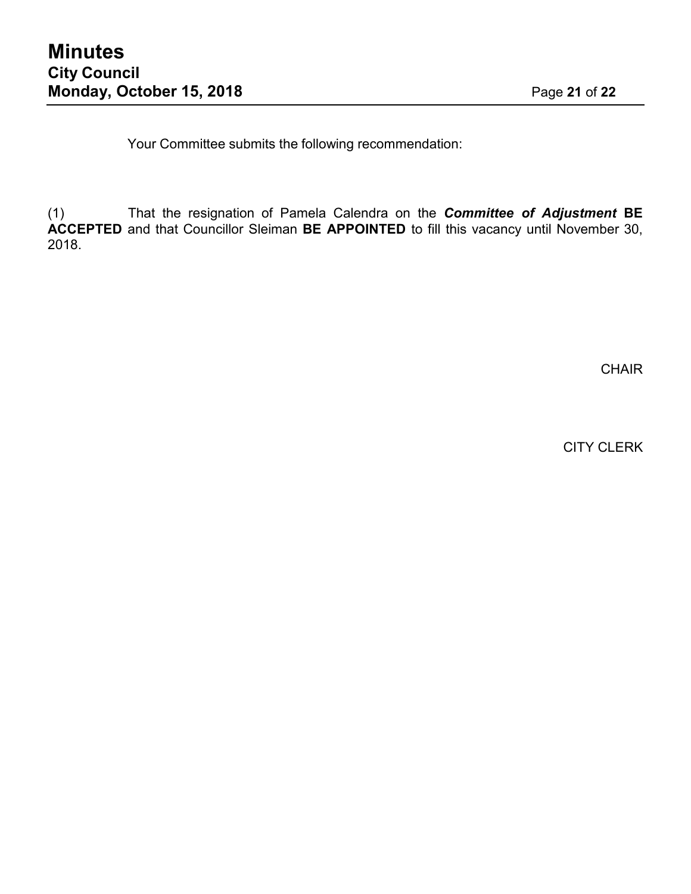Your Committee submits the following recommendation:

(1) That the resignation of Pamela Calendra on the ***Committee of Adjustment*** **BE ACCEPTED** and that Councillor Sleiman **BE APPOINTED** to fill this vacancy until November 30, 2018.

CHAIR

CITY CLERK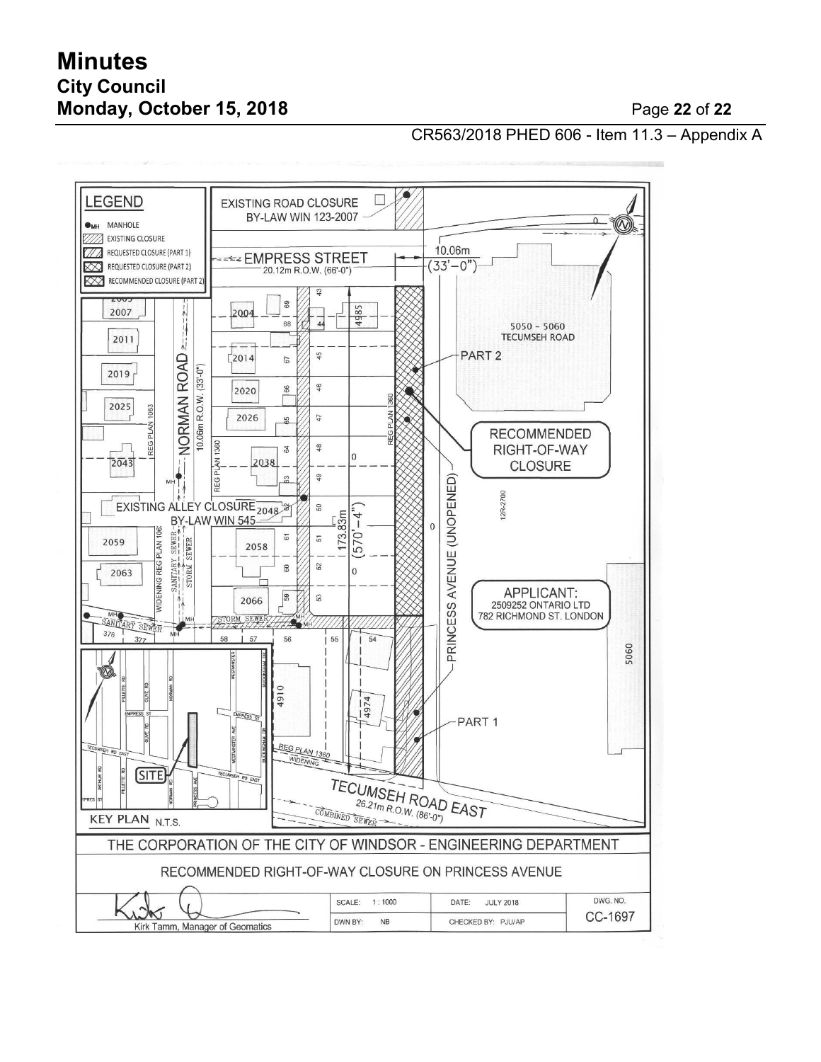CR563/2018 PHED 606 - Item 11.3 – Appendix A

LEGEND

MH MANHOLE

EXISTING CLOSURE

REQUESTED CLOSURE (PART 1)

REQUESTED CLOSURE (PART 2)

RECOMMENDED CLOSURE (PART 2)

EXISTING ROAD CLOSURE
BY-LAW WIN 123-2007

EMPRESS STREET
20.12m R.O.W. (66'-0")

10.06m
(33'–0")

5050 - 5060
TECUMSEH ROAD

PART 2

NORMAN ROAD
10.06m R.O.W. (33'-0")

RECOMMENDED
RIGHT-OF-WAY
CLOSURE

EXISTING ALLEY CLOSURE
BY-LAW WIN 545

173.83m
(570'–4")

PRINCESS AVENUE (UNOPENED)

APPLICANT:
2509252 ONTARIO LTD
782 RICHMOND ST. LONDON

PART 1

KEY PLAN N.T.S.

SITE

TECUMSEH ROAD EAST
26.21m R.O.W. (86'-0")

THE CORPORATION OF THE CITY OF WINDSOR - ENGINEERING DEPARTMENT

RECOMMENDED RIGHT-OF-WAY CLOSURE ON PRINCESS AVENUE

Kirk Tamm, Manager of Geomatics

SCALE: 1 : 1000

DWN BY: NB

DATE: JULY 2018

CHECKED BY: PJU/AP

DWG. NO.
CC-1697